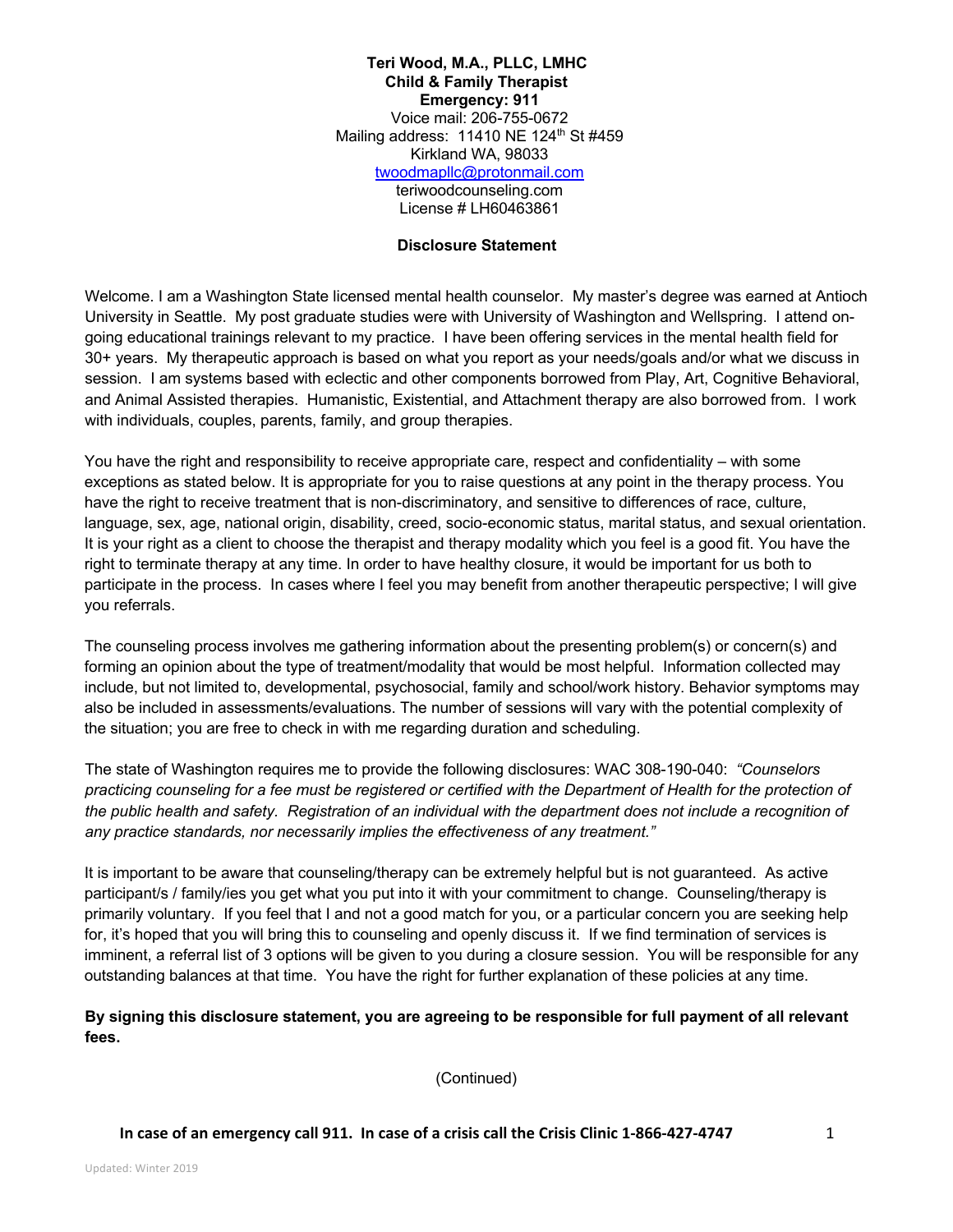**Teri Wood, M.A., PLLC, LMHC**
**Child & Family Therapist**
**Emergency: 911**
Voice mail: 206-755-0672
Mailing address: 11410 NE 124th St #459
Kirkland WA, 98033
twoodmapllc@protonmail.com
teriwoodcounseling.com
License # LH60463861

## Disclosure Statement

Welcome. I am a Washington State licensed mental health counselor. My master's degree was earned at Antioch University in Seattle. My post graduate studies were with University of Washington and Wellspring. I attend on-going educational trainings relevant to my practice. I have been offering services in the mental health field for 30+ years. My therapeutic approach is based on what you report as your needs/goals and/or what we discuss in session. I am systems based with eclectic and other components borrowed from Play, Art, Cognitive Behavioral, and Animal Assisted therapies. Humanistic, Existential, and Attachment therapy are also borrowed from. I work with individuals, couples, parents, family, and group therapies.

You have the right and responsibility to receive appropriate care, respect and confidentiality – with some exceptions as stated below. It is appropriate for you to raise questions at any point in the therapy process. You have the right to receive treatment that is non-discriminatory, and sensitive to differences of race, culture, language, sex, age, national origin, disability, creed, socio-economic status, marital status, and sexual orientation. It is your right as a client to choose the therapist and therapy modality which you feel is a good fit. You have the right to terminate therapy at any time. In order to have healthy closure, it would be important for us both to participate in the process. In cases where I feel you may benefit from another therapeutic perspective; I will give you referrals.

The counseling process involves me gathering information about the presenting problem(s) or concern(s) and forming an opinion about the type of treatment/modality that would be most helpful. Information collected may include, but not limited to, developmental, psychosocial, family and school/work history. Behavior symptoms may also be included in assessments/evaluations. The number of sessions will vary with the potential complexity of the situation; you are free to check in with me regarding duration and scheduling.

The state of Washington requires me to provide the following disclosures: WAC 308-190-040: *"Counselors practicing counseling for a fee must be registered or certified with the Department of Health for the protection of the public health and safety. Registration of an individual with the department does not include a recognition of any practice standards, nor necessarily implies the effectiveness of any treatment."*

It is important to be aware that counseling/therapy can be extremely helpful but is not guaranteed. As active participant/s / family/ies you get what you put into it with your commitment to change. Counseling/therapy is primarily voluntary. If you feel that I and not a good match for you, or a particular concern you are seeking help for, it's hoped that you will bring this to counseling and openly discuss it. If we find termination of services is imminent, a referral list of 3 options will be given to you during a closure session. You will be responsible for any outstanding balances at that time. You have the right for further explanation of these policies at any time.

**By signing this disclosure statement, you are agreeing to be responsible for full payment of all relevant fees.**

(Continued)

**In case of an emergency call 911. In case of a crisis call the Crisis Clinic 1-866-427-4747**

Updated: Winter 2019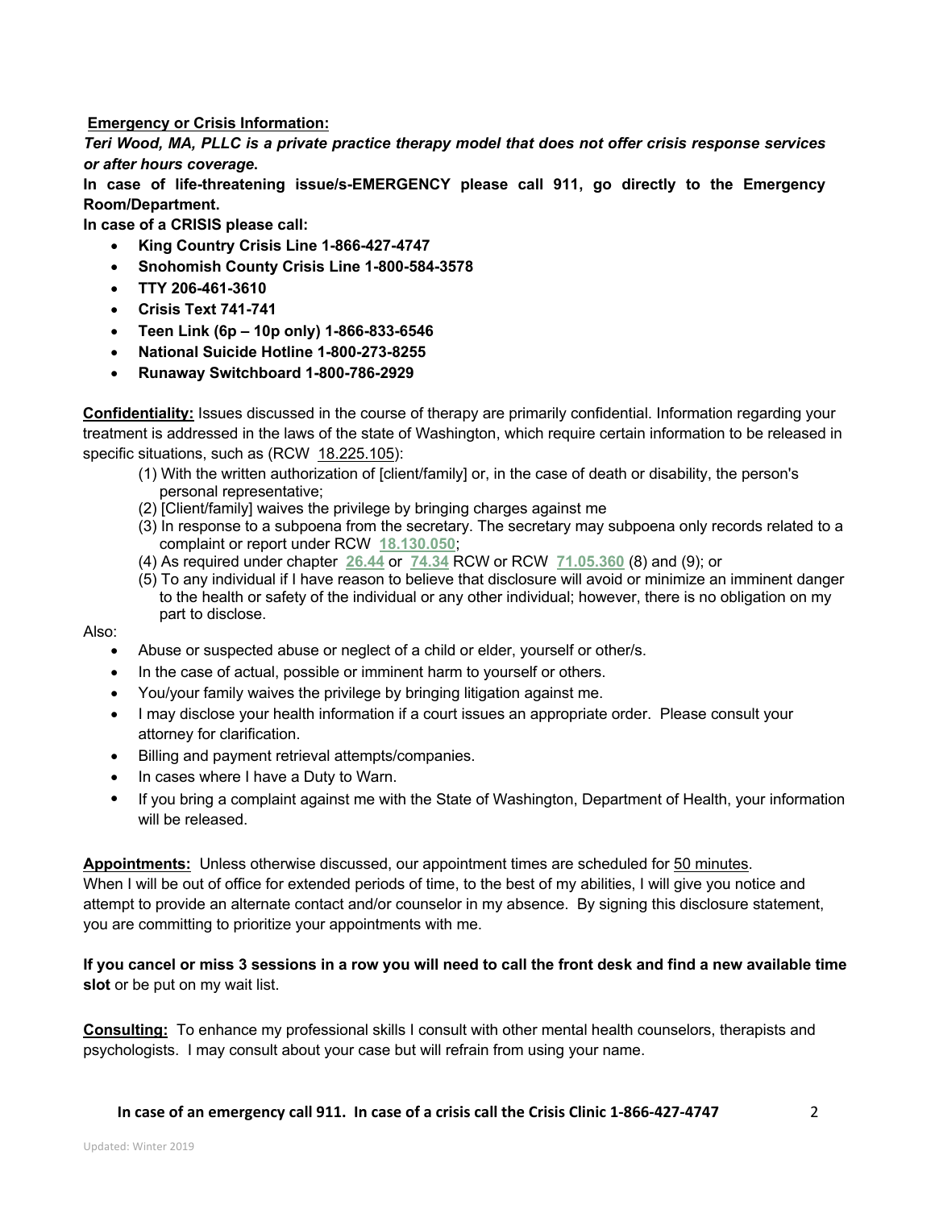**Emergency or Crisis Information:**

***Teri Wood, MA, PLLC is a private practice therapy model that does not offer crisis response services or after hours coverage.***

**In case of life-threatening issue/s-EMERGENCY please call 911, go directly to the Emergency Room/Department.**

**In case of a CRISIS please call:**

- **King Country Crisis Line 1-866-427-4747**
- **Snohomish County Crisis Line 1-800-584-3578**
- **TTY 206-461-3610**
- **Crisis Text 741-741**
- **Teen Link (6p – 10p only) 1-866-833-6546**
- **National Suicide Hotline 1-800-273-8255**
- **Runaway Switchboard 1-800-786-2929**

**Confidentiality:** Issues discussed in the course of therapy are primarily confidential. Information regarding your treatment is addressed in the laws of the state of Washington, which require certain information to be released in specific situations, such as (RCW 18.225.105):

(1) With the written authorization of [client/family] or, in the case of death or disability, the person's personal representative;
(2) [Client/family] waives the privilege by bringing charges against me
(3) In response to a subpoena from the secretary. The secretary may subpoena only records related to a complaint or report under RCW **18.130.050**;
(4) As required under chapter **26.44** or **74.34** RCW or RCW **71.05.360** (8) and (9); or
(5) To any individual if I have reason to believe that disclosure will avoid or minimize an imminent danger to the health or safety of the individual or any other individual; however, there is no obligation on my part to disclose.

Also:

- Abuse or suspected abuse or neglect of a child or elder, yourself or other/s.
- In the case of actual, possible or imminent harm to yourself or others.
- You/your family waives the privilege by bringing litigation against me.
- I may disclose your health information if a court issues an appropriate order. Please consult your attorney for clarification.
- Billing and payment retrieval attempts/companies.
- In cases where I have a Duty to Warn.
- If you bring a complaint against me with the State of Washington, Department of Health, your information will be released.

**Appointments:** Unless otherwise discussed, our appointment times are scheduled for 50 minutes. When I will be out of office for extended periods of time, to the best of my abilities, I will give you notice and attempt to provide an alternate contact and/or counselor in my absence. By signing this disclosure statement, you are committing to prioritize your appointments with me.

**If you cancel or miss 3 sessions in a row you will need to call the front desk and find a new available time slot** or be put on my wait list.

**Consulting:** To enhance my professional skills I consult with other mental health counselors, therapists and psychologists. I may consult about your case but will refrain from using your name.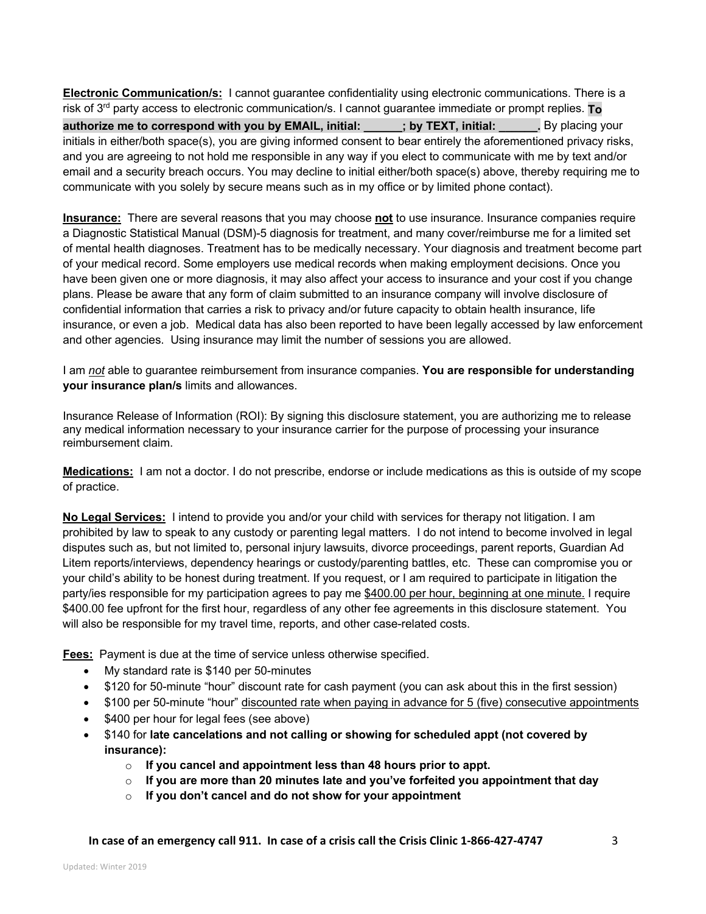**Electronic Communication/s:** I cannot guarantee confidentiality using electronic communications. There is a risk of 3rd party access to electronic communication/s. I cannot guarantee immediate or prompt replies. **To authorize me to correspond with you by EMAIL, initial: ______; by TEXT, initial: ______.** By placing your initials in either/both space(s), you are giving informed consent to bear entirely the aforementioned privacy risks, and you are agreeing to not hold me responsible in any way if you elect to communicate with me by text and/or email and a security breach occurs. You may decline to initial either/both space(s) above, thereby requiring me to communicate with you solely by secure means such as in my office or by limited phone contact).

**Insurance:** There are several reasons that you may choose **not** to use insurance. Insurance companies require a Diagnostic Statistical Manual (DSM)-5 diagnosis for treatment, and many cover/reimburse me for a limited set of mental health diagnoses. Treatment has to be medically necessary. Your diagnosis and treatment become part of your medical record. Some employers use medical records when making employment decisions. Once you have been given one or more diagnosis, it may also affect your access to insurance and your cost if you change plans. Please be aware that any form of claim submitted to an insurance company will involve disclosure of confidential information that carries a risk to privacy and/or future capacity to obtain health insurance, life insurance, or even a job. Medical data has also been reported to have been legally accessed by law enforcement and other agencies. Using insurance may limit the number of sessions you are allowed.

I am *not* able to guarantee reimbursement from insurance companies. **You are responsible for understanding your insurance plan/s** limits and allowances.

Insurance Release of Information (ROI): By signing this disclosure statement, you are authorizing me to release any medical information necessary to your insurance carrier for the purpose of processing your insurance reimbursement claim.

**Medications:** I am not a doctor. I do not prescribe, endorse or include medications as this is outside of my scope of practice.

**No Legal Services:** I intend to provide you and/or your child with services for therapy not litigation. I am prohibited by law to speak to any custody or parenting legal matters. I do not intend to become involved in legal disputes such as, but not limited to, personal injury lawsuits, divorce proceedings, parent reports, Guardian Ad Litem reports/interviews, dependency hearings or custody/parenting battles, etc. These can compromise you or your child's ability to be honest during treatment. If you request, or I am required to participate in litigation the party/ies responsible for my participation agrees to pay me $400.00 per hour, beginning at one minute. I require $400.00 fee upfront for the first hour, regardless of any other fee agreements in this disclosure statement. You will also be responsible for my travel time, reports, and other case-related costs.

**Fees:** Payment is due at the time of service unless otherwise specified.

- My standard rate is $140 per 50-minutes
- $120 for 50-minute "hour" discount rate for cash payment (you can ask about this in the first session)
- $100 per 50-minute "hour" discounted rate when paying in advance for 5 (five) consecutive appointments
- $400 per hour for legal fees (see above)
- $140 for **late cancelations and not calling or showing for scheduled appt (not covered by insurance):**
    - **If you cancel and appointment less than 48 hours prior to appt.**
    - **If you are more than 20 minutes late and you've forfeited you appointment that day**
    - **If you don't cancel and do not show for your appointment**

**In case of an emergency call 911. In case of a crisis call the Crisis Clinic 1-866-427-4747**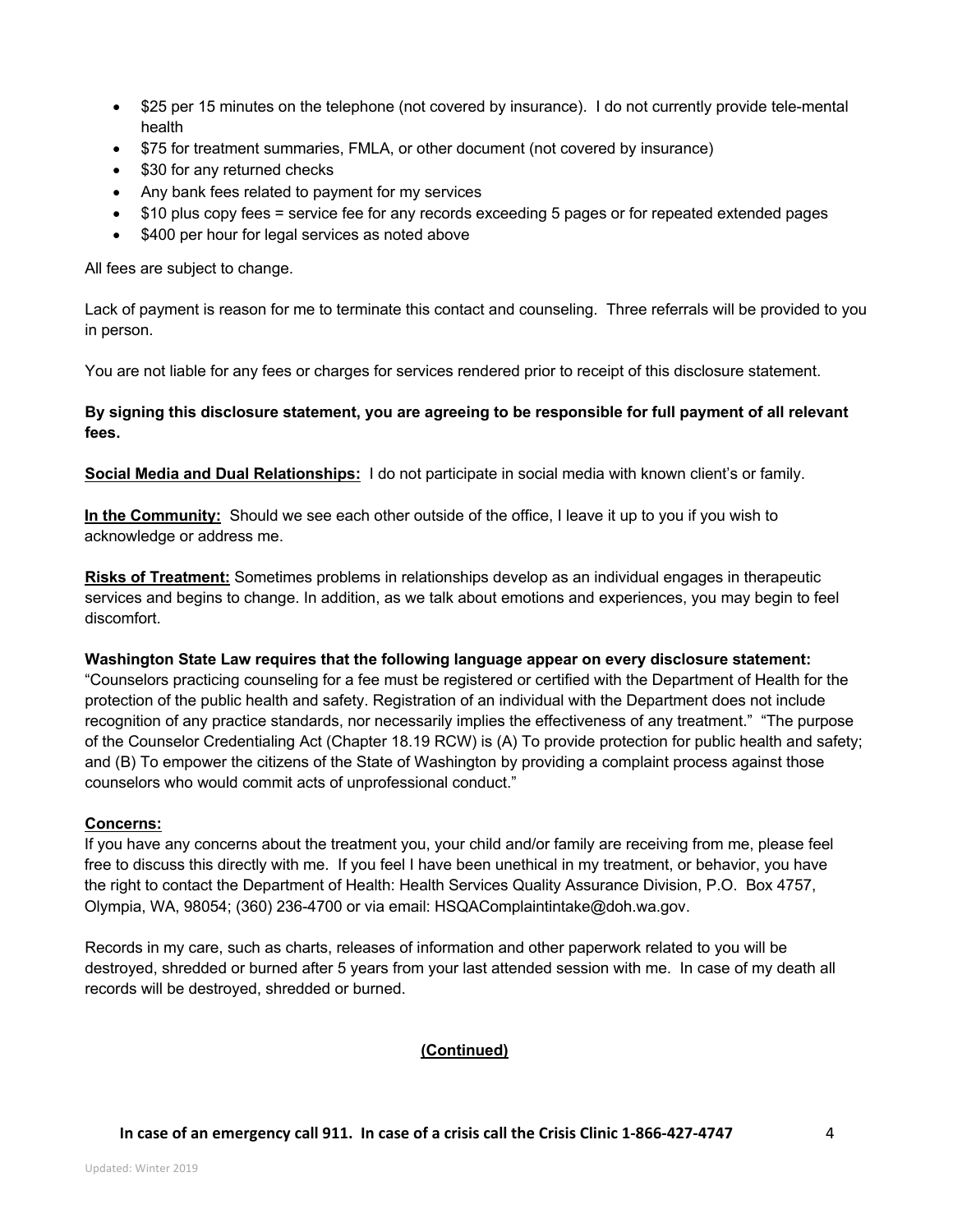- $25 per 15 minutes on the telephone (not covered by insurance). I do not currently provide tele-mental health
- $75 for treatment summaries, FMLA, or other document (not covered by insurance)
- $30 for any returned checks
- Any bank fees related to payment for my services
- $10 plus copy fees = service fee for any records exceeding 5 pages or for repeated extended pages
- $400 per hour for legal services as noted above

All fees are subject to change.

Lack of payment is reason for me to terminate this contact and counseling. Three referrals will be provided to you in person.

You are not liable for any fees or charges for services rendered prior to receipt of this disclosure statement.

**By signing this disclosure statement, you are agreeing to be responsible for full payment of all relevant fees.**

**Social Media and Dual Relationships:** I do not participate in social media with known client's or family.

**In the Community:** Should we see each other outside of the office, I leave it up to you if you wish to acknowledge or address me.

**Risks of Treatment:** Sometimes problems in relationships develop as an individual engages in therapeutic services and begins to change. In addition, as we talk about emotions and experiences, you may begin to feel discomfort.

**Washington State Law requires that the following language appear on every disclosure statement:**
"Counselors practicing counseling for a fee must be registered or certified with the Department of Health for the protection of the public health and safety. Registration of an individual with the Department does not include recognition of any practice standards, nor necessarily implies the effectiveness of any treatment." "The purpose of the Counselor Credentialing Act (Chapter 18.19 RCW) is (A) To provide protection for public health and safety; and (B) To empower the citizens of the State of Washington by providing a complaint process against those counselors who would commit acts of unprofessional conduct."

**Concerns:**
If you have any concerns about the treatment you, your child and/or family are receiving from me, please feel free to discuss this directly with me. If you feel I have been unethical in my treatment, or behavior, you have the right to contact the Department of Health: Health Services Quality Assurance Division, P.O. Box 4757, Olympia, WA, 98054; (360) 236-4700 or via email: HSQAComplaintintake@doh.wa.gov.

Records in my care, such as charts, releases of information and other paperwork related to you will be destroyed, shredded or burned after 5 years from your last attended session with me. In case of my death all records will be destroyed, shredded or burned.

**(Continued)**

**In case of an emergency call 911. In case of a crisis call the Crisis Clinic 1-866-427-4747**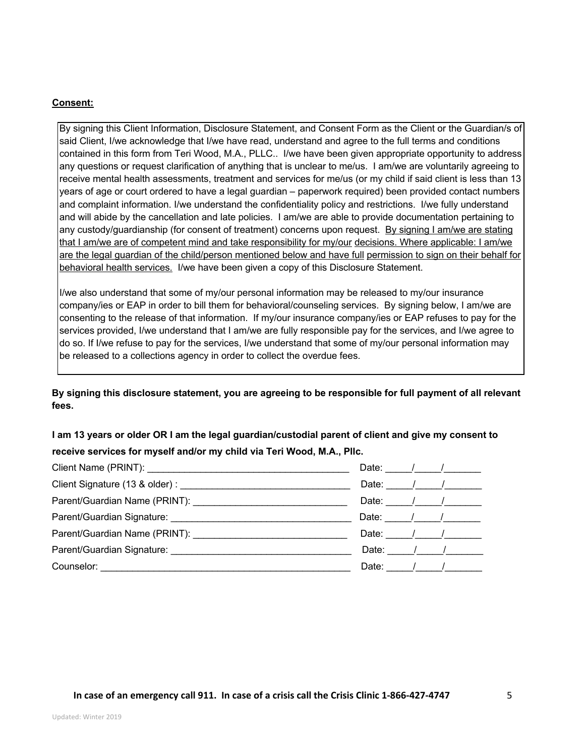**Consent:**

By signing this Client Information, Disclosure Statement, and Consent Form as the Client or the Guardian/s of said Client, I/we acknowledge that I/we have read, understand and agree to the full terms and conditions contained in this form from Teri Wood, M.A., PLLC.. I/we have been given appropriate opportunity to address any questions or request clarification of anything that is unclear to me/us. I am/we are voluntarily agreeing to receive mental health assessments, treatment and services for me/us (or my child if said client is less than 13 years of age or court ordered to have a legal guardian – paperwork required) been provided contact numbers and complaint information. I/we understand the confidentiality policy and restrictions. I/we fully understand and will abide by the cancellation and late policies. I am/we are able to provide documentation pertaining to any custody/guardianship (for consent of treatment) concerns upon request. By signing I am/we are stating that I am/we are of competent mind and take responsibility for my/our decisions. Where applicable: I am/we are the legal guardian of the child/person mentioned below and have full permission to sign on their behalf for behavioral health services. I/we have been given a copy of this Disclosure Statement.

I/we also understand that some of my/our personal information may be released to my/our insurance company/ies or EAP in order to bill them for behavioral/counseling services. By signing below, I am/we are consenting to the release of that information. If my/our insurance company/ies or EAP refuses to pay for the services provided, I/we understand that I am/we are fully responsible pay for the services, and I/we agree to do so. If I/we refuse to pay for the services, I/we understand that some of my/our personal information may be released to a collections agency in order to collect the overdue fees.

**By signing this disclosure statement, you are agreeing to be responsible for full payment of all relevant fees.**

**I am 13 years or older OR I am the legal guardian/custodial parent of client and give my consent to receive services for myself and/or my child via Teri Wood, M.A., Pllc.**

Client Name (PRINT): ______________________________________ Date: _____/_____/_______

Client Signature (13 & older) : ________________________________ Date: _____/_____/_______

Parent/Guardian Name (PRINT): _____________________________ Date: _____/_____/_______

Parent/Guardian Signature: _________________________________ Date: _____/_____/_______

Parent/Guardian Name (PRINT): _____________________________ Date: _____/_____/_______

Parent/Guardian Signature: _________________________________ Date: _____/_____/_______

Counselor: _______________________________________________ Date: _____/_____/_______

**In case of an emergency call 911. In case of a crisis call the Crisis Clinic 1-866-427-4747**

Updated: Winter 2019